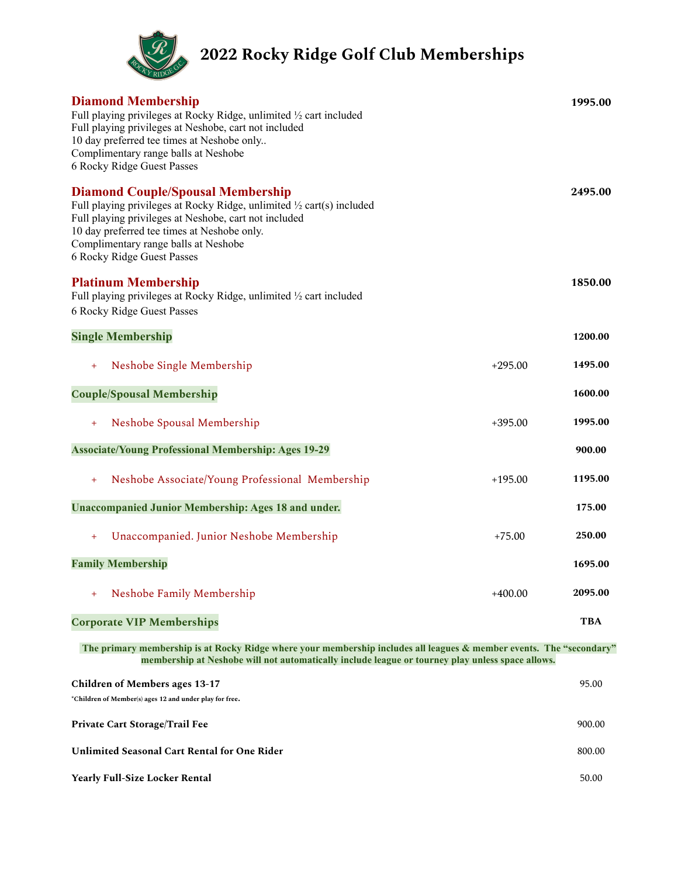# 2022 Rocky Ridge Golf Club Memberships

## Diamond Membership — 1995.00

Full playing privileges at Rocky Ridge, unlimited ½ cart included
Full playing privileges at Neshobe, cart not included
10 day preferred tee times at Neshobe only..
Complimentary range balls at Neshobe
6 Rocky Ridge Guest Passes

## Diamond Couple/Spousal Membership — 2495.00

Full playing privileges at Rocky Ridge, unlimited ½ cart(s) included
Full playing privileges at Neshobe, cart not included
10 day preferred tee times at Neshobe only.
Complimentary range balls at Neshobe
6 Rocky Ridge Guest Passes

## Platinum Membership — 1850.00

Full playing privileges at Rocky Ridge, unlimited ½ cart included
6 Rocky Ridge Guest Passes

| Membership | Add-on | Price |
|---|---|---|
| **Single Membership** | | **1200.00** |
| + Neshobe Single Membership | +295.00 | **1495.00** |
| **Couple/Spousal Membership** | | **1600.00** |
| + Neshobe Spousal Membership | +395.00 | **1995.00** |
| **Associate/Young Professional Membership: Ages 19-29** | | **900.00** |
| + Neshobe Associate/Young Professional Membership | +195.00 | **1195.00** |
| **Unaccompanied Junior Membership: Ages 18 and under.** | | **175.00** |
| + Unaccompanied. Junior Neshobe Membership | +75.00 | **250.00** |
| **Family Membership** | | **1695.00** |
| + Neshobe Family Membership | +400.00 | **2095.00** |
| **Corporate VIP Memberships** | | **TBA** |

**The primary membership is at Rocky Ridge where your membership includes all leagues & member events. The "secondary" membership at Neshobe will not automatically include league or tourney play unless space allows.**

| Item | Price |
|---|---|
| **Children of Members ages 13-17** | 95.00 |
| **Private Cart Storage/Trail Fee** | 900.00 |
| **Unlimited Seasonal Cart Rental for One Rider** | 800.00 |
| **Yearly Full-Size Locker Rental** | 50.00 |

*Children of Member(s) ages 12 and under play for free.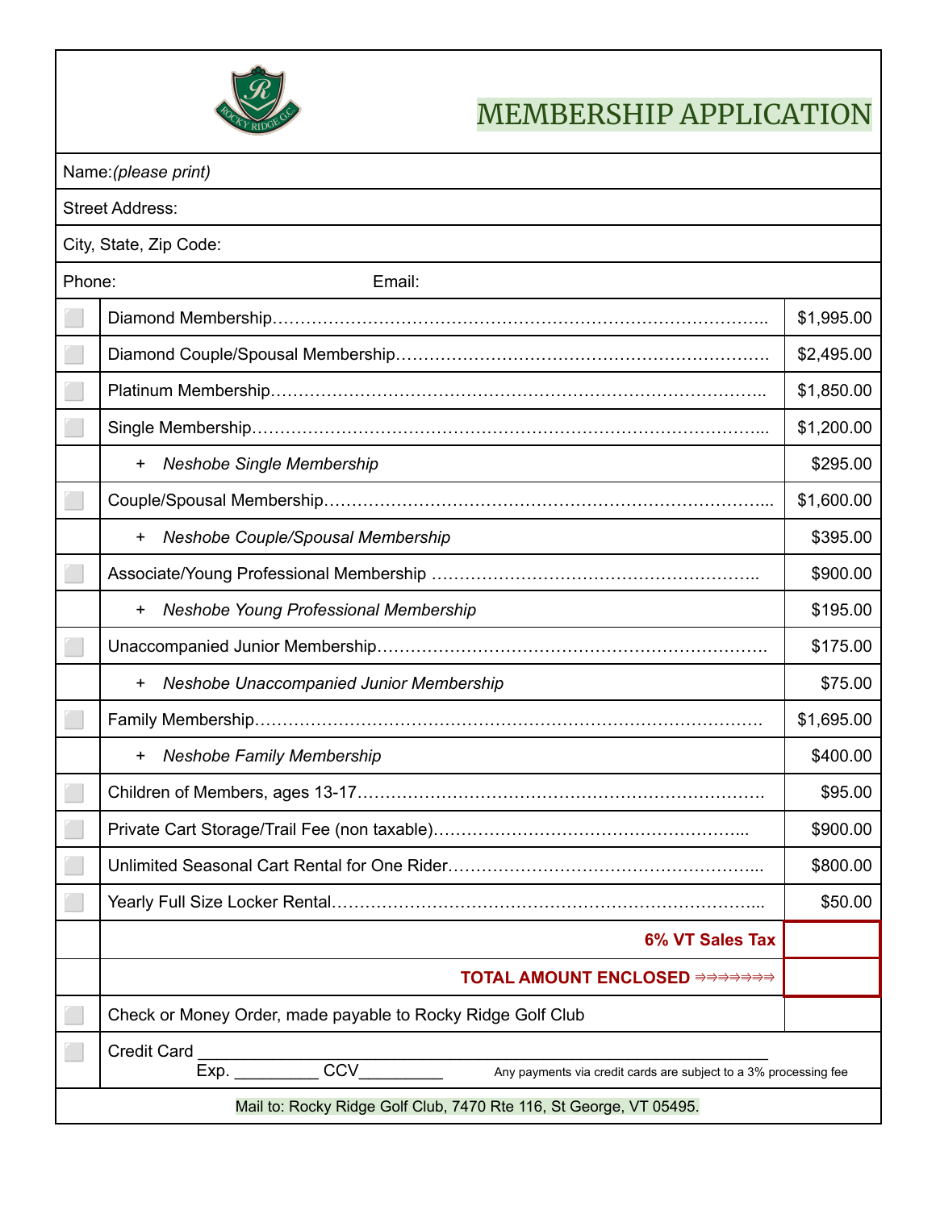# MEMBERSHIP APPLICATION

Name: *(please print)*

Street Address:

City, State, Zip Code:

Phone: Email:

| | | |
|---|---|---|
| ⬜ | Diamond Membership…………………………………………………………………………….. | $1,995.00 |
| ⬜ | Diamond Couple/Spousal Membership…………………………………………………………. | $2,495.00 |
| ⬜ | Platinum Membership………………………………………………………………………….. | $1,850.00 |
| ⬜ | Single Membership…………………………………………………………………………….... | $1,200.00 |
| | + *Neshobe Single Membership* | $295.00 |
| ⬜ | Couple/Spousal Membership…………………………………………………………………... | $1,600.00 |
| | + *Neshobe Couple/Spousal Membership* | $395.00 |
| ⬜ | Associate/Young Professional Membership ………………………………………………….. | $900.00 |
| | + *Neshobe Young Professional Membership* | $195.00 |
| ⬜ | Unaccompanied Junior Membership……………………………………………………………. | $175.00 |
| | + *Neshobe Unaccompanied Junior Membership* | $75.00 |
| ⬜ | Family Membership……………………………………………………………………………. | $1,695.00 |
| | + *Neshobe Family Membership* | $400.00 |
| ⬜ | Children of Members, ages 13-17………………………………………………………………. | $95.00 |
| ⬜ | Private Cart Storage/Trail Fee (non taxable)……………………………………………….. | $900.00 |
| ⬜ | Unlimited Seasonal Cart Rental for One Rider……………………………………………... | $800.00 |
| ⬜ | Yearly Full Size Locker Rental…………………………………………………………………... | $50.00 |
| | **6% VT Sales Tax** | |
| | **TOTAL AMOUNT ENCLOSED** ⇛⇛⇛⇛⇛⇛⇛ | |
| ⬜ | Check or Money Order, made payable to Rocky Ridge Golf Club | |
| ⬜ | Credit Card ________________________________________________ Exp. _________ CCV_________ Any payments via credit cards are subject to a 3% processing fee | |

Mail to: Rocky Ridge Golf Club, 7470 Rte 116, St George, VT 05495.